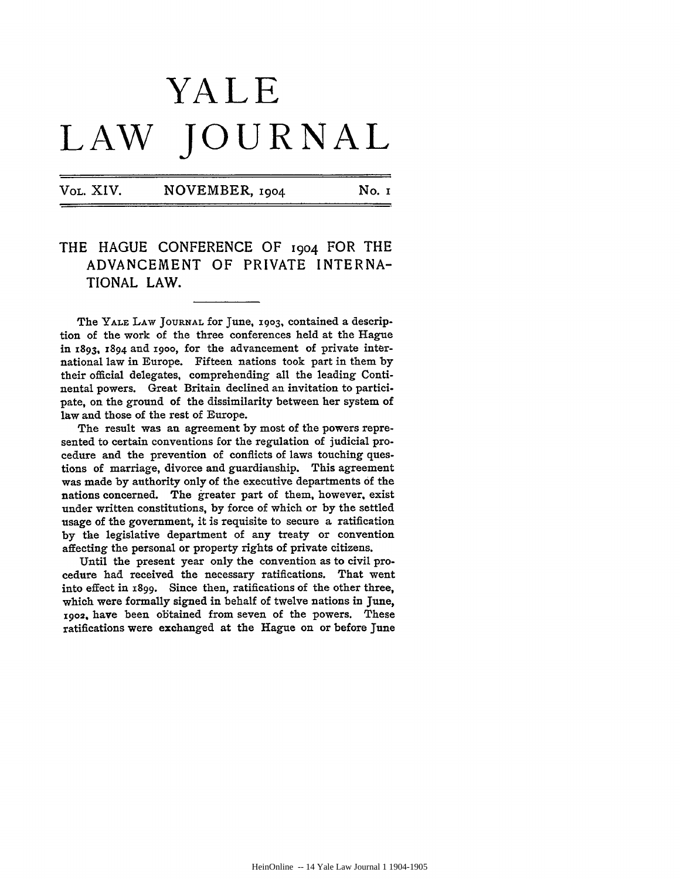# YALE LAW JOURNAL

VOL. XIV. NOVEMBER, 1904 No. 1

## THE HAGUE CONFERENCE OF 1904 FOR THE ADVANCEMENT OF PRIVATE INTERNATIONAL LAW.

The YALE LAW JOURNAL for June, 1903, contained a description of the work of the three conferences held at the Hague in 1893, 1894 and 1900, for the advancement of private international law in Europe. Fifteen nations took part in them by their official delegates, comprehending all the leading Continental powers. Great Britain declined an invitation to participate, on the ground of the dissimilarity between her system of law and those of the rest of Europe.

The result was an agreement by most of the powers represented to certain conventions for the regulation of judicial procedure and the prevention of conflicts of laws touching questions of marriage, divorce and guardianship. This agreement was made by authority only of the executive departments of the nations concerned. The greater part of them, however, exist under written constitutions, by force of which or by the settled usage of the government, it is requisite to secure a ratification by the legislative department of any treaty or convention affecting the personal or property rights of private citizens.

Until the present year only the convention as to civil procedure had received the necessary ratifications. That went into effect in 1899. Since then, ratifications of the other three, which were formally signed in behalf of twelve nations in June, 1902, have been obtained from seven of the powers. These ratifications were exchanged at the Hague on or before June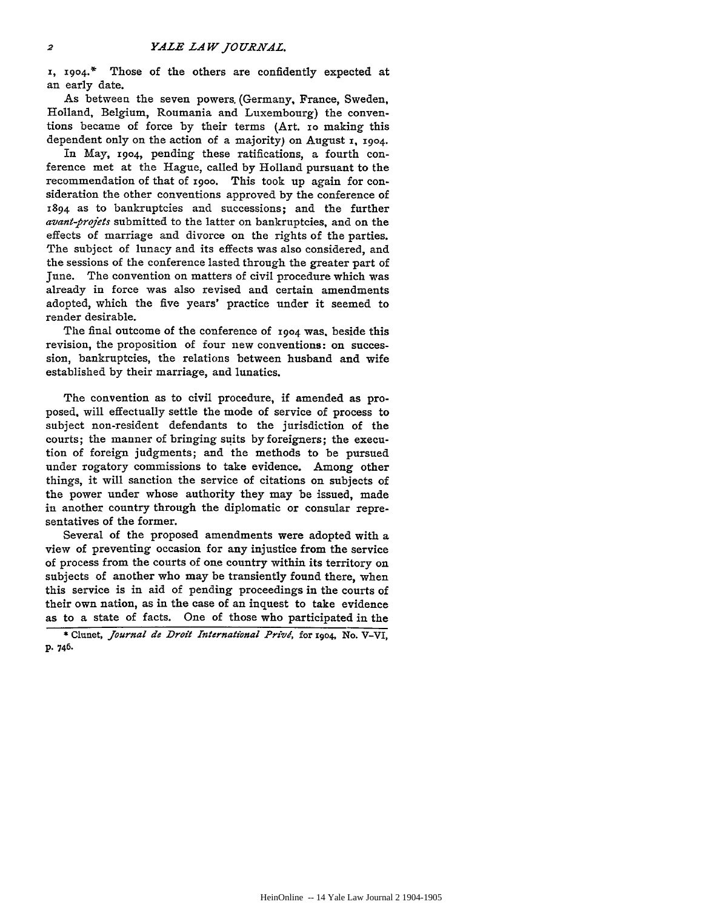1, 1904.* Those of the others are confidently expected at an early date.

As between the seven powers (Germany, France, Sweden, Holland, Belgium, Roumania and Luxembourg) the conventions became of force by their terms (Art. 10 making this dependent only on the action of a majority) on August 1, 1904.

In May, 1904, pending these ratifications, a fourth conference met at the Hague, called by Holland pursuant to the recommendation of that of 1900. This took up again for consideration the other conventions approved by the conference of 1894 as to bankruptcies and successions; and the further *avant-projets* submitted to the latter on bankruptcies, and on the effects of marriage and divorce on the rights of the parties. The subject of lunacy and its effects was also considered, and the sessions of the conference lasted through the greater part of June. The convention on matters of civil procedure which was already in force was also revised and certain amendments adopted, which the five years' practice under it seemed to render desirable.

The final outcome of the conference of 1904 was, beside this revision, the proposition of four new conventions: on succession, bankruptcies, the relations between husband and wife established by their marriage, and lunatics.

The convention as to civil procedure, if amended as proposed, will effectually settle the mode of service of process to subject non-resident defendants to the jurisdiction of the courts; the manner of bringing suits by foreigners; the execution of foreign judgments; and the methods to be pursued under rogatory commissions to take evidence. Among other things, it will sanction the service of citations on subjects of the power under whose authority they may be issued, made in another country through the diplomatic or consular representatives of the former.

Several of the proposed amendments were adopted with a view of preventing occasion for any injustice from the service of process from the courts of one country within its territory on subjects of another who may be transiently found there, when this service is in aid of pending proceedings in the courts of their own nation, as in the case of an inquest to take evidence as to a state of facts. One of those who participated in the

* Clunet, *Journal de Droit International Privé*, for 1904, No. V–VI, p. 746.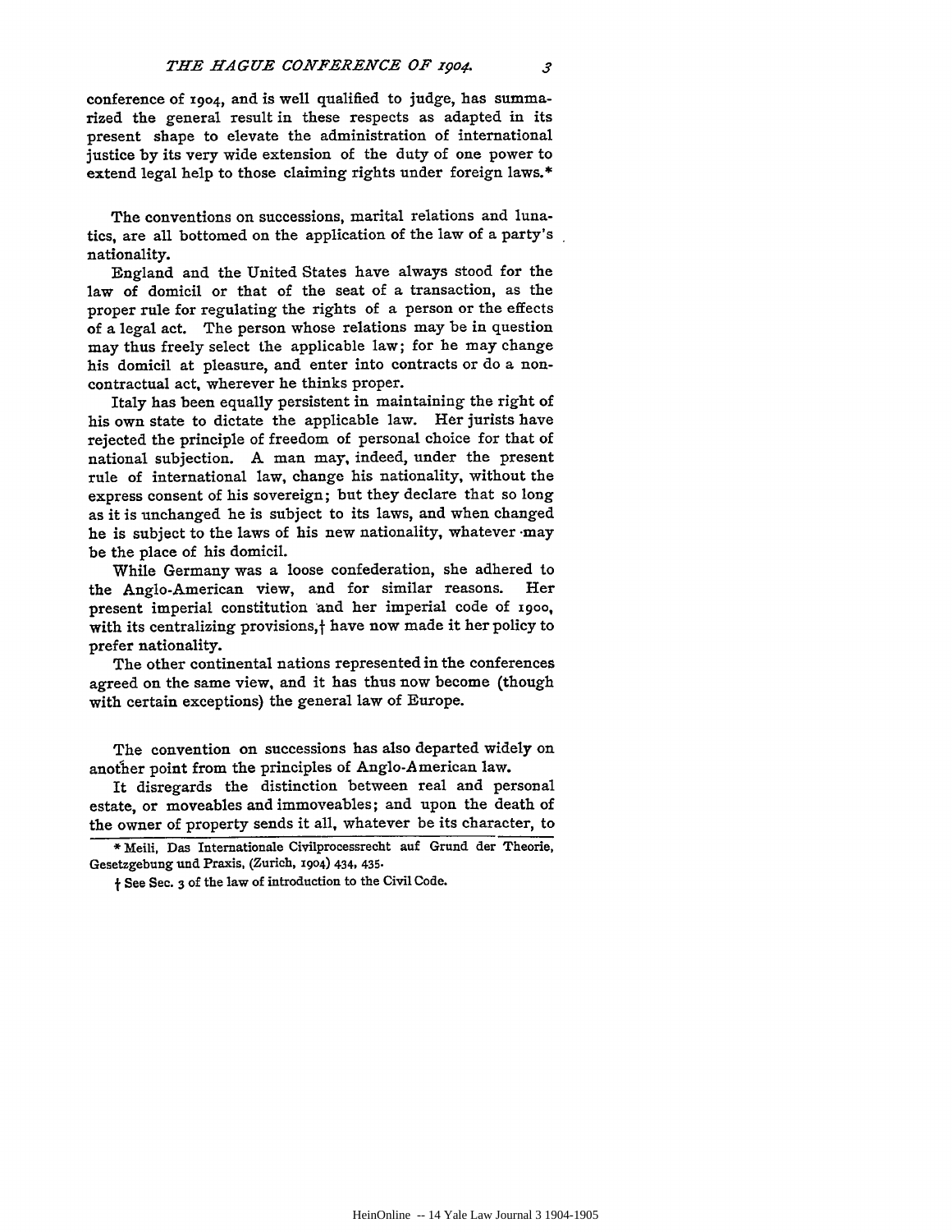conference of 1904, and is well qualified to judge, has summarized the general result in these respects as adapted in its present shape to elevate the administration of international justice by its very wide extension of the duty of one power to extend legal help to those claiming rights under foreign laws.*

The conventions on successions, marital relations and lunatics, are all bottomed on the application of the law of a party's nationality.

England and the United States have always stood for the law of domicil or that of the seat of a transaction, as the proper rule for regulating the rights of a person or the effects of a legal act. The person whose relations may be in question may thus freely select the applicable law; for he may change his domicil at pleasure, and enter into contracts or do a non-contractual act, wherever he thinks proper.

Italy has been equally persistent in maintaining the right of his own state to dictate the applicable law. Her jurists have rejected the principle of freedom of personal choice for that of national subjection. A man may, indeed, under the present rule of international law, change his nationality, without the express consent of his sovereign; but they declare that so long as it is unchanged he is subject to its laws, and when changed he is subject to the laws of his new nationality, whatever may be the place of his domicil.

While Germany was a loose confederation, she adhered to the Anglo-American view, and for similar reasons. Her present imperial constitution and her imperial code of 1900, with its centralizing provisions,† have now made it her policy to prefer nationality.

The other continental nations represented in the conferences agreed on the same view, and it has thus now become (though with certain exceptions) the general law of Europe.

The convention on successions has also departed widely on another point from the principles of Anglo-American law.

It disregards the distinction between real and personal estate, or moveables and immoveables; and upon the death of the owner of property sends it all, whatever be its character, to

---

\* Meili, Das Internationale Civilprocessrecht auf Grund der Theorie, Gesetzgebung und Praxis, (Zurich, 1904) 434, 435.

† See Sec. 3 of the law of introduction to the Civil Code.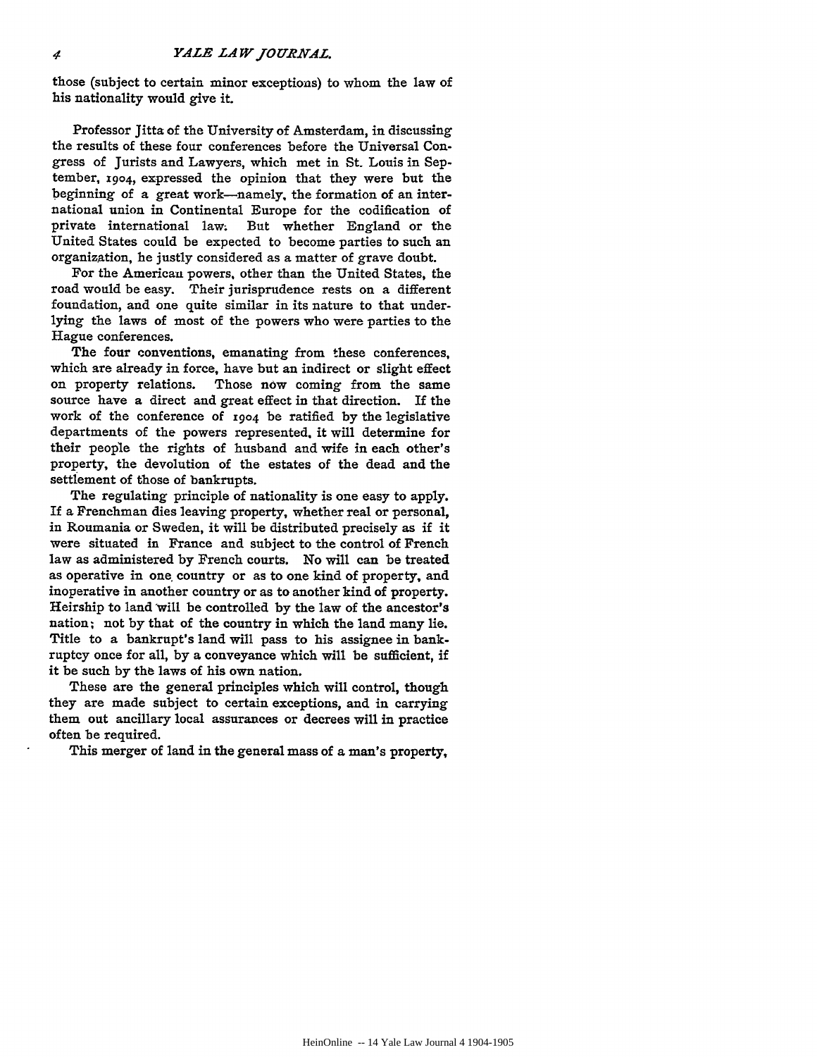those (subject to certain minor exceptions) to whom the law of his nationality would give it.

Professor Jitta of the University of Amsterdam, in discussing the results of these four conferences before the Universal Congress of Jurists and Lawyers, which met in St. Louis in September, 1904, expressed the opinion that they were but the beginning of a great work—namely, the formation of an international union in Continental Europe for the codification of private international law. But whether England or the United States could be expected to become parties to such an organization, he justly considered as a matter of grave doubt.

For the American powers, other than the United States, the road would be easy. Their jurisprudence rests on a different foundation, and one quite similar in its nature to that underlying the laws of most of the powers who were parties to the Hague conferences.

The four conventions, emanating from these conferences, which are already in force, have but an indirect or slight effect on property relations. Those now coming from the same source have a direct and great effect in that direction. If the work of the conference of 1904 be ratified by the legislative departments of the powers represented, it will determine for their people the rights of husband and wife in each other's property, the devolution of the estates of the dead and the settlement of those of bankrupts.

The regulating principle of nationality is one easy to apply. If a Frenchman dies leaving property, whether real or personal, in Roumania or Sweden, it will be distributed precisely as if it were situated in France and subject to the control of French law as administered by French courts. No will can be treated as operative in one country or as to one kind of property, and inoperative in another country or as to another kind of property. Heirship to land will be controlled by the law of the ancestor's nation; not by that of the country in which the land many lie. Title to a bankrupt's land will pass to his assignee in bankruptcy once for all, by a conveyance which will be sufficient, if it be such by the laws of his own nation.

These are the general principles which will control, though they are made subject to certain exceptions, and in carrying them out ancillary local assurances or decrees will in practice often be required.

This merger of land in the general mass of a man's property,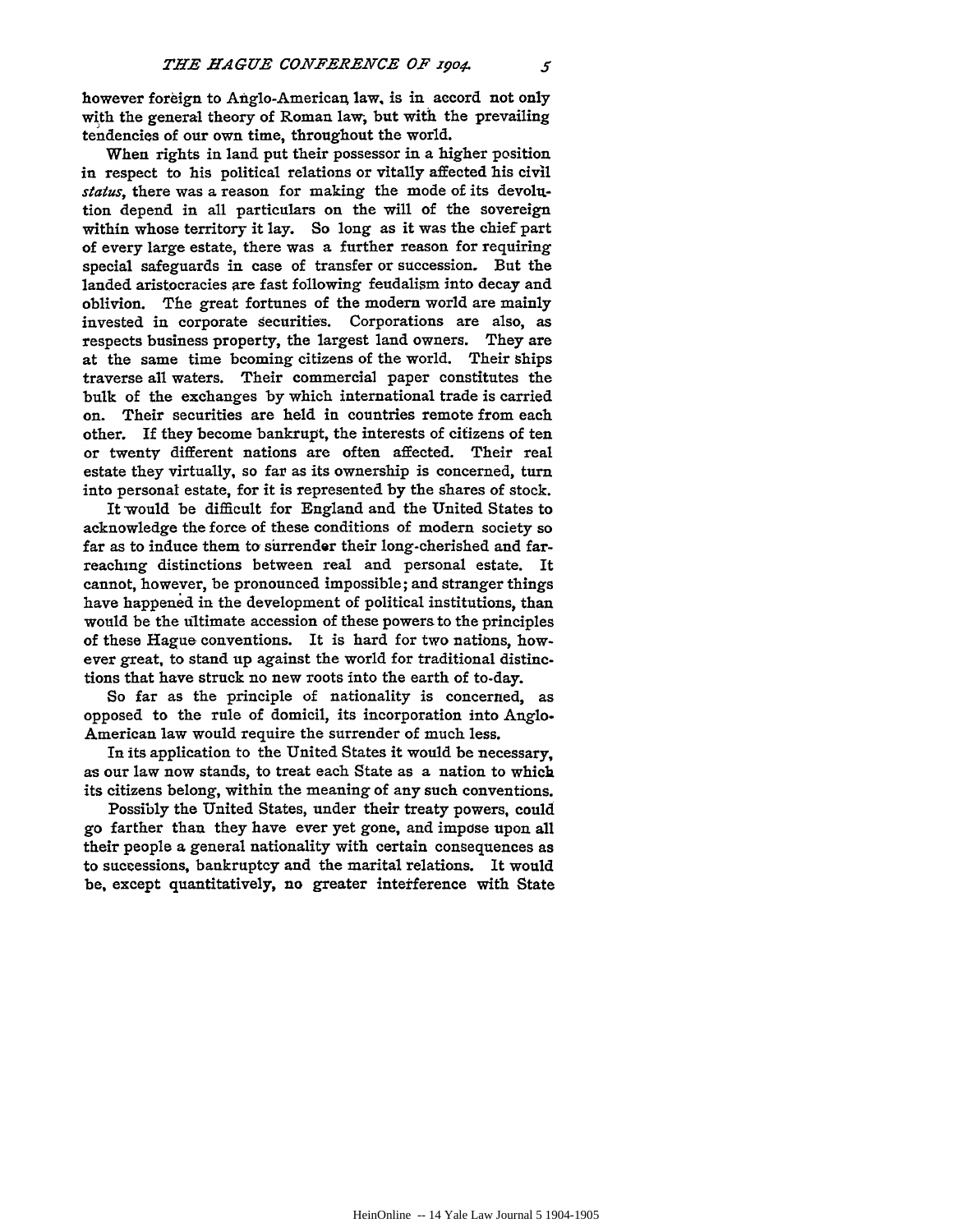however foreign to Anglo-American law, is in accord not only with the general theory of Roman law, but with the prevailing tendencies of our own time, throughout the world.

When rights in land put their possessor in a higher position in respect to his political relations or vitally affected his civil *status*, there was a reason for making the mode of its devolution depend in all particulars on the will of the sovereign within whose territory it lay. So long as it was the chief part of every large estate, there was a further reason for requiring special safeguards in case of transfer or succession. But the landed aristocracies are fast following feudalism into decay and oblivion. The great fortunes of the modern world are mainly invested in corporate securities. Corporations are also, as respects business property, the largest land owners. They are at the same time bcoming citizens of the world. Their ships traverse all waters. Their commercial paper constitutes the bulk of the exchanges by which international trade is carried on. Their securities are held in countries remote from each other. If they become bankrupt, the interests of citizens of ten or twenty different nations are often affected. Their real estate they virtually, so far as its ownership is concerned, turn into personal estate, for it is represented by the shares of stock.

It would be difficult for England and the United States to acknowledge the force of these conditions of modern society so far as to induce them to surrender their long-cherished and far-reaching distinctions between real and personal estate. It cannot, however, be pronounced impossible; and stranger things have happened in the development of political institutions, than would be the ultimate accession of these powers to the principles of these Hague conventions. It is hard for two nations, however great, to stand up against the world for traditional distinctions that have struck no new roots into the earth of to-day.

So far as the principle of nationality is concerned, as opposed to the rule of domicil, its incorporation into Anglo-American law would require the surrender of much less.

In its application to the United States it would be necessary, as our law now stands, to treat each State as a nation to which its citizens belong, within the meaning of any such conventions.

Possibly the United States, under their treaty powers, could go farther than they have ever yet gone, and impose upon all their people a general nationality with certain consequences as to successions, bankruptcy and the marital relations. It would be, except quantitatively, no greater interference with State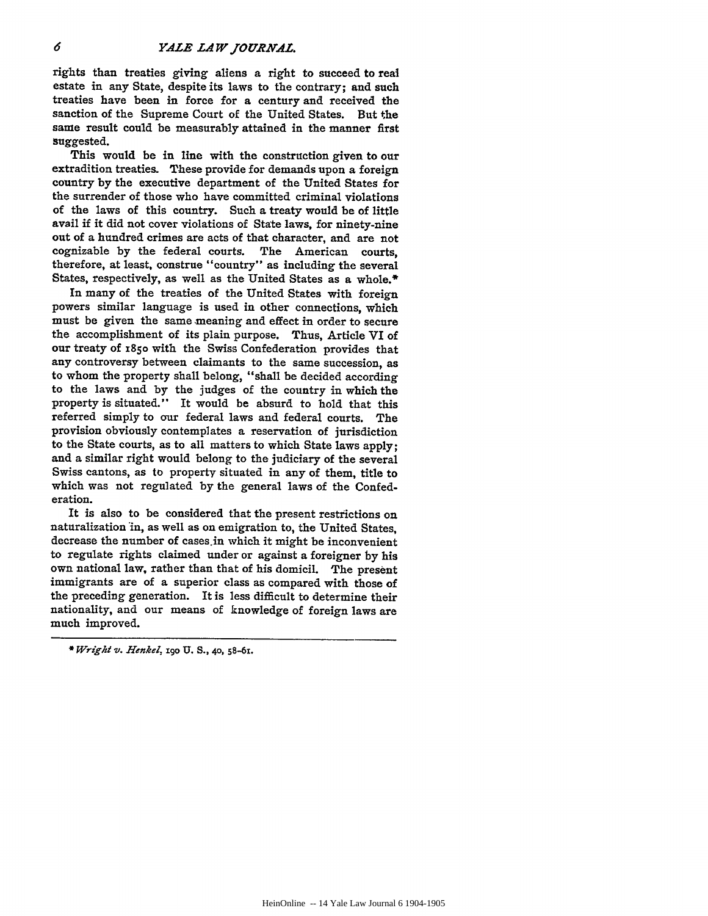rights than treaties giving aliens a right to succeed to real estate in any State, despite its laws to the contrary; and such treaties have been in force for a century and received the sanction of the Supreme Court of the United States. But the same result could be measurably attained in the manner first suggested.

This would be in line with the construction given to our extradition treaties. These provide for demands upon a foreign country by the executive department of the United States for the surrender of those who have committed criminal violations of the laws of this country. Such a treaty would be of little avail if it did not cover violations of State laws, for ninety-nine out of a hundred crimes are acts of that character, and are not cognizable by the federal courts. The American courts, therefore, at least, construe "country" as including the several States, respectively, as well as the United States as a whole.*

In many of the treaties of the United States with foreign powers similar language is used in other connections, which must be given the same meaning and effect in order to secure the accomplishment of its plain purpose. Thus, Article VI of our treaty of 1850 with the Swiss Confederation provides that any controversy between claimants to the same succession, as to whom the property shall belong, "shall be decided according to the laws and by the judges of the country in which the property is situated." It would be absurd to hold that this referred simply to our federal laws and federal courts. The provision obviously contemplates a reservation of jurisdiction to the State courts, as to all matters to which State laws apply; and a similar right would belong to the judiciary of the several Swiss cantons, as to property situated in any of them, title to which was not regulated by the general laws of the Confederation.

It is also to be considered that the present restrictions on naturalization in, as well as on emigration to, the United States, decrease the number of cases in which it might be inconvenient to regulate rights claimed under or against a foreigner by his own national law, rather than that of his domicil. The present immigrants are of a superior class as compared with those of the preceding generation. It is less difficult to determine their nationality, and our means of knowledge of foreign laws are much improved.

---

\* *Wright v. Henkel*, 190 U. S., 40, 58-61.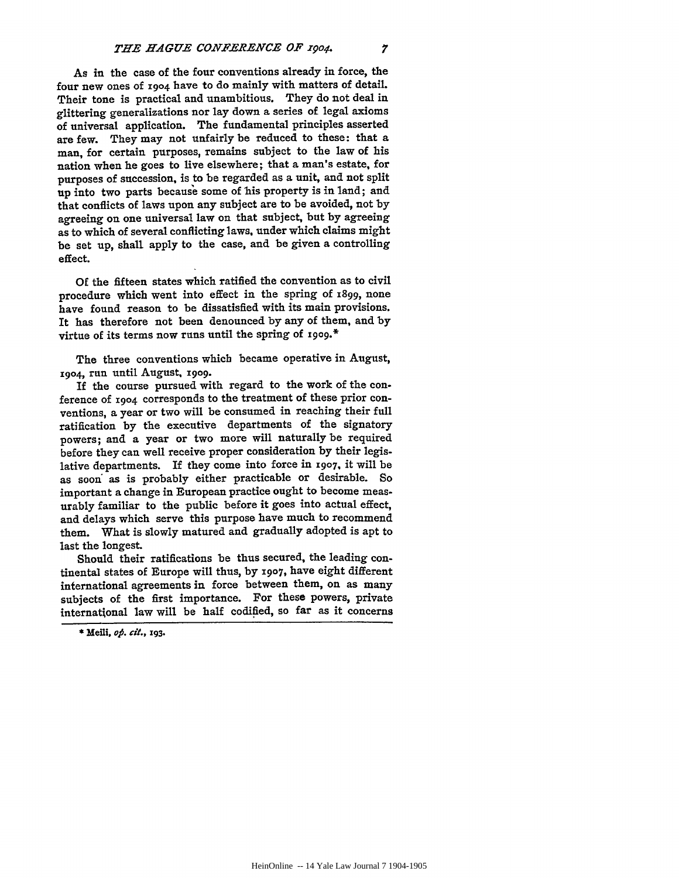As in the case of the four conventions already in force, the four new ones of 1904 have to do mainly with matters of detail. Their tone is practical and unambitious. They do not deal in glittering generalizations nor lay down a series of legal axioms of universal application. The fundamental principles asserted are few. They may not unfairly be reduced to these: that a man, for certain purposes, remains subject to the law of his nation when he goes to live elsewhere; that a man's estate, for purposes of succession, is to be regarded as a unit, and not split up into two parts because some of his property is in land; and that conflicts of laws upon any subject are to be avoided, not by agreeing on one universal law on that subject, but by agreeing as to which of several conflicting laws, under which claims might be set up, shall apply to the case, and be given a controlling effect.

Of the fifteen states which ratified the convention as to civil procedure which went into effect in the spring of 1899, none have found reason to be dissatisfied with its main provisions. It has therefore not been denounced by any of them, and by virtue of its terms now runs until the spring of 1909.*

The three conventions which became operative in August, 1904, run until August, 1909.

If the course pursued with regard to the work of the conference of 1904 corresponds to the treatment of these prior conventions, a year or two will be consumed in reaching their full ratification by the executive departments of the signatory powers; and a year or two more will naturally be required before they can well receive proper consideration by their legislative departments. If they come into force in 1907, it will be as soon as is probably either practicable or desirable. So important a change in European practice ought to become measurably familiar to the public before it goes into actual effect, and delays which serve this purpose have much to recommend them. What is slowly matured and gradually adopted is apt to last the longest.

Should their ratifications be thus secured, the leading continental states of Europe will thus, by 1907, have eight different international agreements in force between them, on as many subjects of the first importance. For these powers, private international law will be half codified, so far as it concerns

* Meili, *op. cit.*, 193.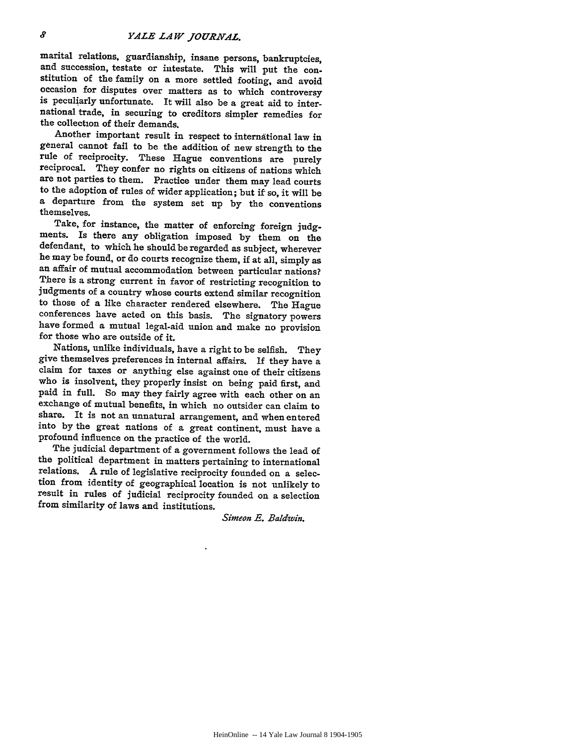marital relations, guardianship, insane persons, bankruptcies, and succession, testate or intestate. This will put the constitution of the family on a more settled footing, and avoid occasion for disputes over matters as to which controversy is peculiarly unfortunate. It will also be a great aid to international trade, in securing to creditors simpler remedies for the collection of their demands.

Another important result in respect to international law in general cannot fail to be the addition of new strength to the rule of reciprocity. These Hague conventions are purely reciprocal. They confer no rights on citizens of nations which are not parties to them. Practice under them may lead courts to the adoption of rules of wider application; but if so, it will be a departure from the system set up by the conventions themselves.

Take, for instance, the matter of enforcing foreign judgments. Is there any obligation imposed by them on the defendant, to which he should be regarded as subject, wherever he may be found, or do courts recognize them, if at all, simply as an affair of mutual accommodation between particular nations? There is a strong current in favor of restricting recognition to judgments of a country whose courts extend similar recognition to those of a like character rendered elsewhere. The Hague conferences have acted on this basis. The signatory powers have formed a mutual legal-aid union and make no provision for those who are outside of it.

Nations, unlike individuals, have a right to be selfish. They give themselves preferences in internal affairs. If they have a claim for taxes or anything else against one of their citizens who is insolvent, they properly insist on being paid first, and paid in full. So may they fairly agree with each other on an exchange of mutual benefits, in which no outsider can claim to share. It is not an unnatural arrangement, and when entered into by the great nations of a great continent, must have a profound influence on the practice of the world.

The judicial department of a government follows the lead of the political department in matters pertaining to international relations. A rule of legislative reciprocity founded on a selection from identity of geographical location is not unlikely to result in rules of judicial reciprocity founded on a selection from similarity of laws and institutions.

*Simeon E. Baldwin.*